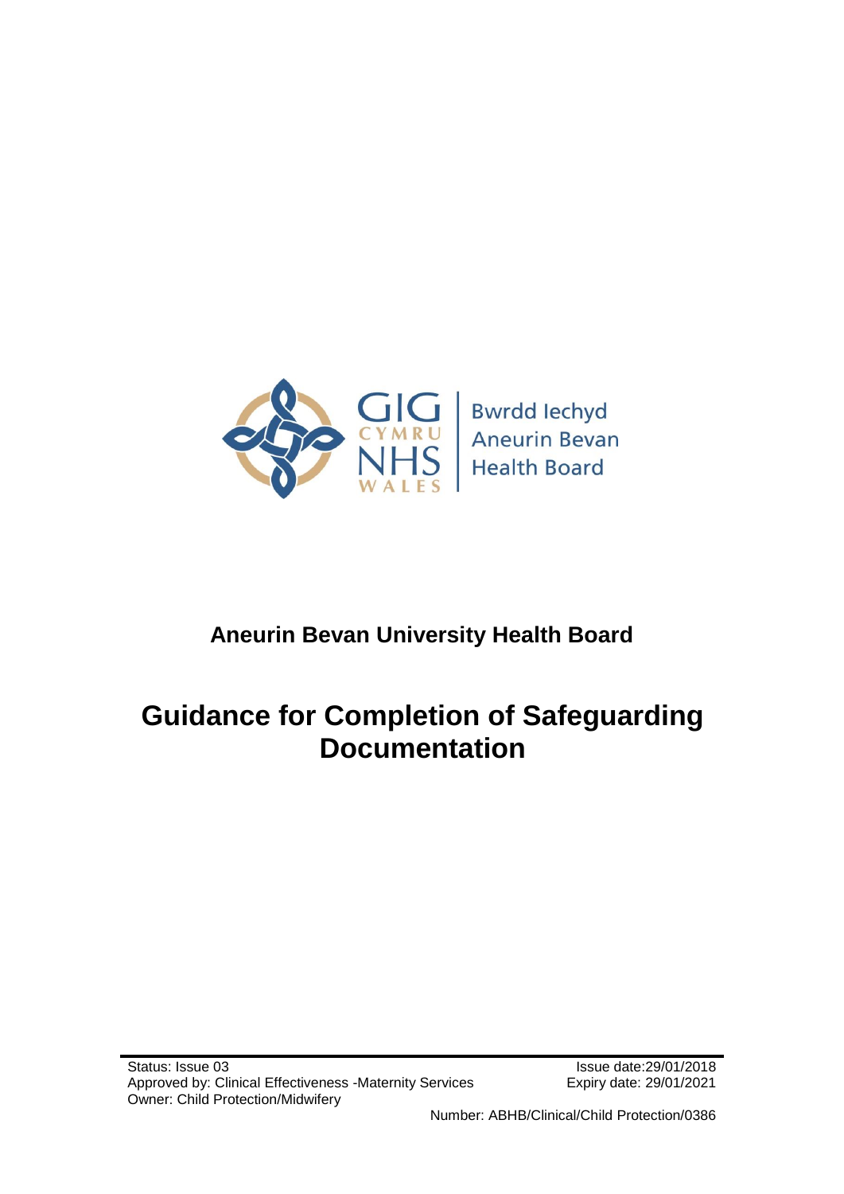Bwrdd Iechyd Aneurin Bevan Health Board

GIG CYMRU NHS WALES

**Aneurin Bevan University Health Board**

# Guidance for Completion of Safeguarding Documentation

Status: Issue 03
Approved by: Clinical Effectiveness -Maternity Services
Owner: Child Protection/Midwifery

Issue date:29/01/2018
Expiry date: 29/01/2021

Number: ABHB/Clinical/Child Protection/0386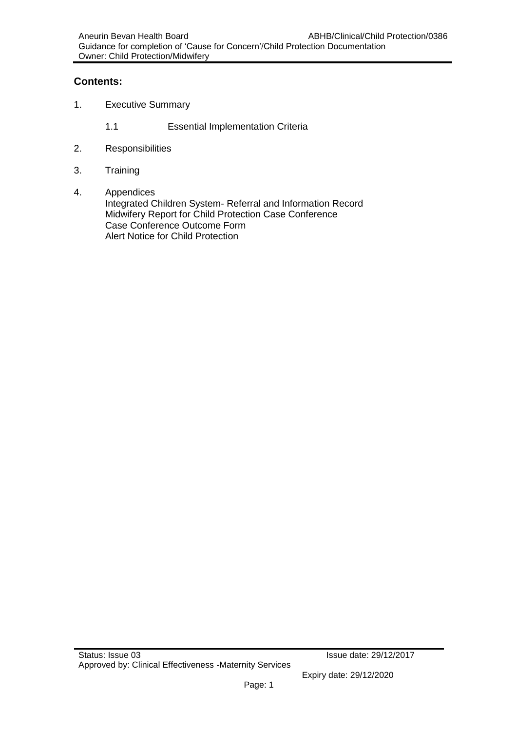## Contents:

1. Executive Summary
    - 1.1 Essential Implementation Criteria
2. Responsibilities
3. Training
4. Appendices
    - Integrated Children System- Referral and Information Record
    - Midwifery Report for Child Protection Case Conference
    - Case Conference Outcome Form
    - Alert Notice for Child Protection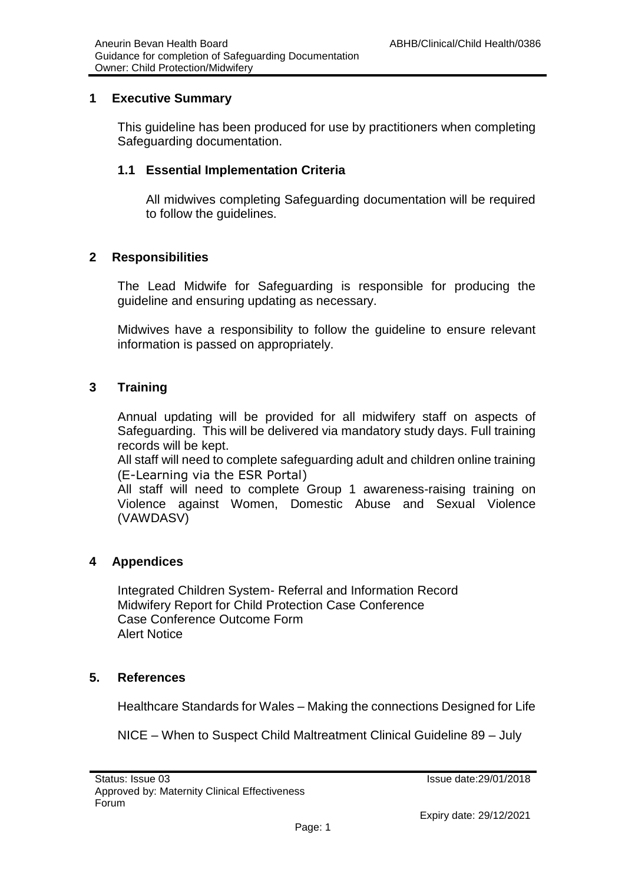## 1 Executive Summary

This guideline has been produced for use by practitioners when completing Safeguarding documentation.

### 1.1 Essential Implementation Criteria

All midwives completing Safeguarding documentation will be required to follow the guidelines.

## 2 Responsibilities

The Lead Midwife for Safeguarding is responsible for producing the guideline and ensuring updating as necessary.

Midwives have a responsibility to follow the guideline to ensure relevant information is passed on appropriately.

## 3 Training

Annual updating will be provided for all midwifery staff on aspects of Safeguarding. This will be delivered via mandatory study days. Full training records will be kept.
All staff will need to complete safeguarding adult and children online training (E-Learning via the ESR Portal)
All staff will need to complete Group 1 awareness-raising training on Violence against Women, Domestic Abuse and Sexual Violence (VAWDASV)

## 4 Appendices

Integrated Children System- Referral and Information Record
Midwifery Report for Child Protection Case Conference
Case Conference Outcome Form
Alert Notice

## 5. References

Healthcare Standards for Wales – Making the connections Designed for Life

NICE – When to Suspect Child Maltreatment Clinical Guideline 89 – July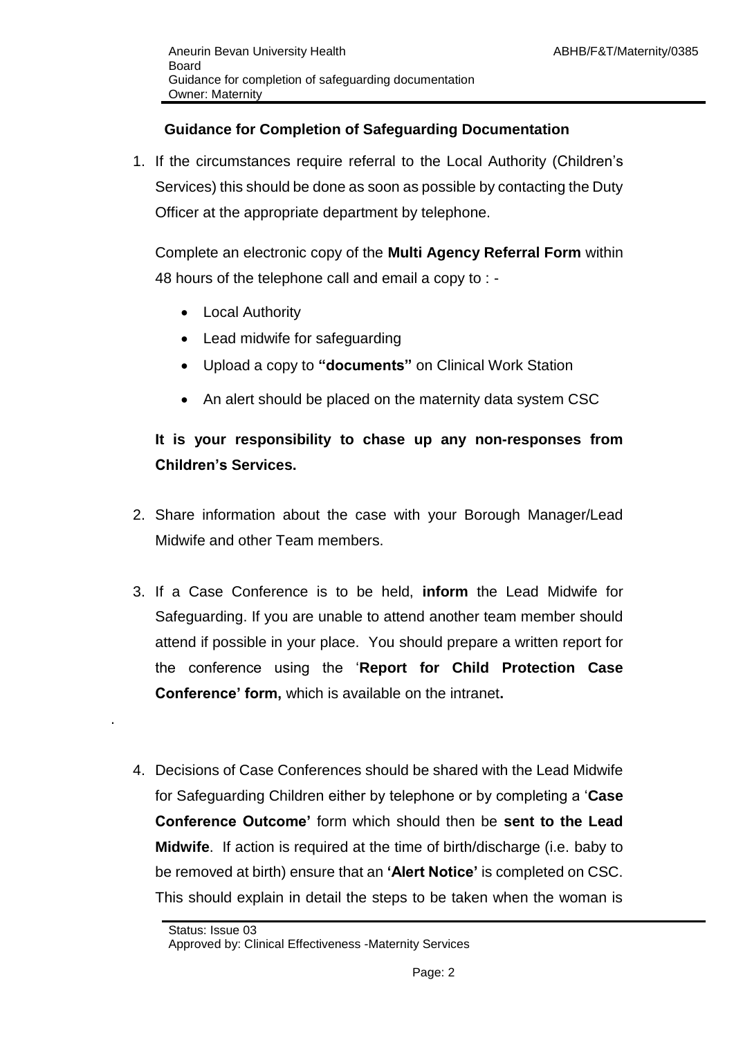## Guidance for Completion of Safeguarding Documentation

1. If the circumstances require referral to the Local Authority (Children's Services) this should be done as soon as possible by contacting the Duty Officer at the appropriate department by telephone.

   Complete an electronic copy of the **Multi Agency Referral Form** within 48 hours of the telephone call and email a copy to : -

   - Local Authority
   - Lead midwife for safeguarding
   - Upload a copy to **"documents"** on Clinical Work Station
   - An alert should be placed on the maternity data system CSC

   **It is your responsibility to chase up any non-responses from Children's Services.**

2. Share information about the case with your Borough Manager/Lead Midwife and other Team members.

3. If a Case Conference is to be held, **inform** the Lead Midwife for Safeguarding. If you are unable to attend another team member should attend if possible in your place. You should prepare a written report for the conference using the '**Report for Child Protection Case Conference' form,** which is available on the intranet**.**

4. Decisions of Case Conferences should be shared with the Lead Midwife for Safeguarding Children either by telephone or by completing a '**Case Conference Outcome'** form which should then be **sent to the Lead Midwife**. If action is required at the time of birth/discharge (i.e. baby to be removed at birth) ensure that an **'Alert Notice'** is completed on CSC. This should explain in detail the steps to be taken when the woman is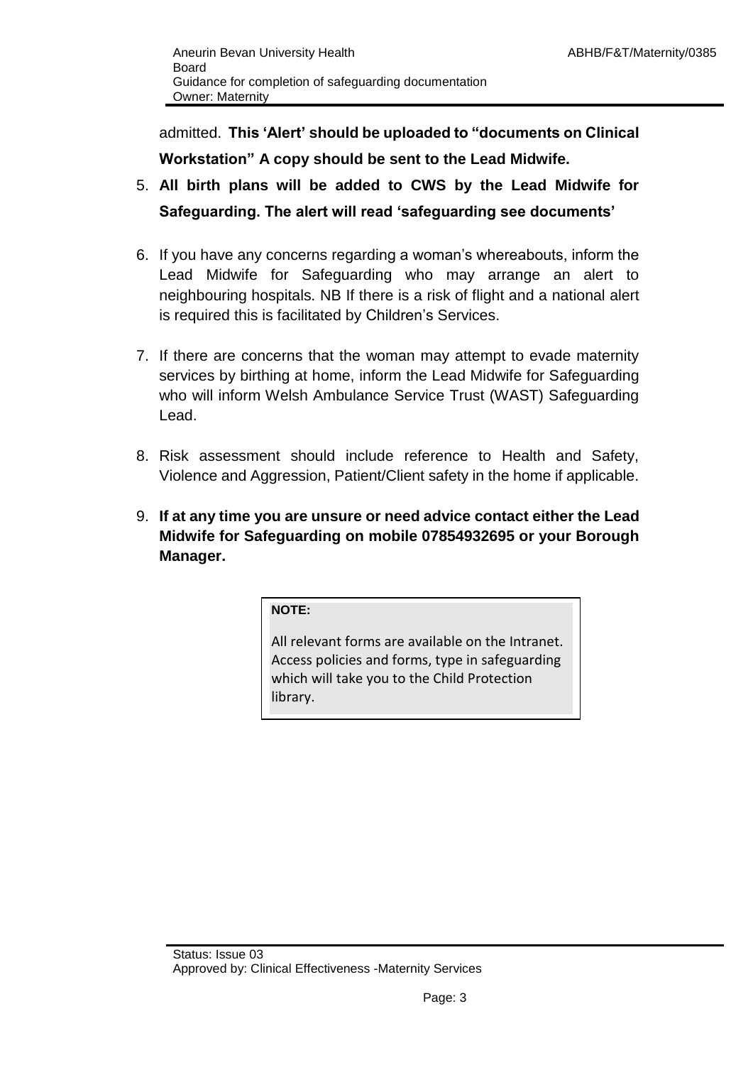admitted. **This 'Alert' should be uploaded to "documents on Clinical Workstation" A copy should be sent to the Lead Midwife.**

5. **All birth plans will be added to CWS by the Lead Midwife for Safeguarding. The alert will read 'safeguarding see documents'**

6. If you have any concerns regarding a woman's whereabouts, inform the Lead Midwife for Safeguarding who may arrange an alert to neighbouring hospitals. NB If there is a risk of flight and a national alert is required this is facilitated by Children's Services.

7. If there are concerns that the woman may attempt to evade maternity services by birthing at home, inform the Lead Midwife for Safeguarding who will inform Welsh Ambulance Service Trust (WAST) Safeguarding Lead.

8. Risk assessment should include reference to Health and Safety, Violence and Aggression, Patient/Client safety in the home if applicable.

9. **If at any time you are unsure or need advice contact either the Lead Midwife for Safeguarding on mobile 07854932695 or your Borough Manager.**

> **NOTE:**
>
> All relevant forms are available on the Intranet. Access policies and forms, type in safeguarding which will take you to the Child Protection library.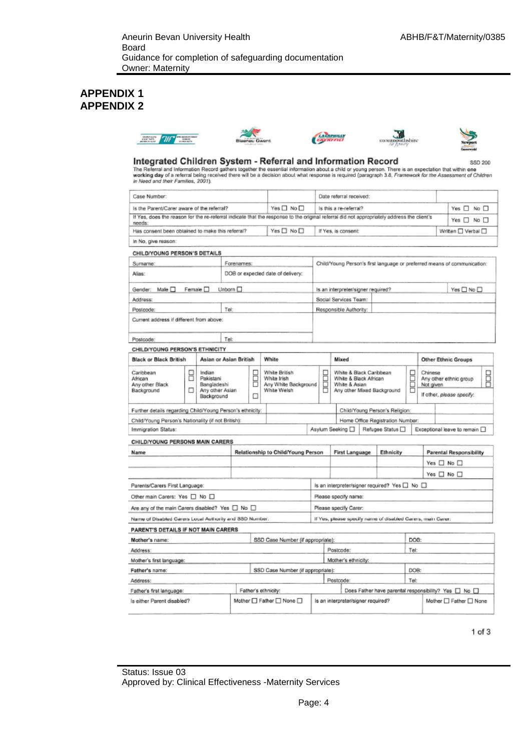## APPENDIX 1
## APPENDIX 2

# Integrated Children System - Referral and Information Record

SSD 200

The Referral and Information Record gathers together the essential information about a child or young person. There is an expectation that within **one working day** of a referral being received there will be a decision about what response is required (paragraph 3.8, *Framework for the Assessment of Children in Need and their Families, 2001*).

| Case Number: | | Date referral received: | |
|---|---|---|---|
| Is the Parent/Carer aware of the referral? | Yes ☐ No ☐ | Is this a re-referral? | Yes ☐ No ☐ |
| If Yes, does the reason for the re-referral indicate that the response to the original referral did not appropriately address the client's needs: | | | Yes ☐ No ☐ |
| Has consent been obtained to make this referral? | Yes ☐ No ☐ | If Yes, is consent: | Written ☐ Verbal ☐ |
| If No, give reason: | | | |

**CHILD/YOUNG PERSON'S DETAILS**

| Surname: | Forenames: | Child/Young Person's first language or preferred means of communication: | |
|---|---|---|---|
| Alias: | DOB or expected date of delivery: | | |
| Gender: Male ☐ Female ☐ Unborn ☐ | | Is an interpreter/signer required? | Yes ☐ No ☐ |
| Address: | | Social Services Team: | |
| Postcode: | Tel: | Responsible Authority: | |
| Current address if different from above: | | | |
| Postcode: | Tel: | | |

**CHILD/YOUNG PERSON'S ETHNICITY**

| Black or Black British | Asian or Asian British | White | Mixed | Other Ethnic Groups |
|---|---|---|---|---|
| Caribbean ☐<br>African ☐<br>Any other Black Background ☐ | Indian ☐<br>Pakistani ☐<br>Bangladeshi ☐<br>Any other Asian Background ☐ | White British ☐<br>White Irish ☐<br>Any White Background ☐<br>White Welsh ☐ | White & Black Caribbean ☐<br>White & Black African ☐<br>White & Asian ☐<br>Any other Mixed Background ☐ | Chinese ☐<br>Any other ethnic group ☐<br>Not given ☐<br>If other, *please specify*: |

| Further details regarding Child/Young Person's ethnicity: | | Child/Young Person's Religion: | |
|---|---|---|---|
| Child/Young Person's Nationality (if not British): | | Home Office Registration Number: | |
| Immigration Status: | Asylum Seeking ☐ | Refugee Status ☐ | Exceptional leave to remain ☐ |

**CHILD/YOUNG PERSONS MAIN CARERS**

| Name | Relationship to Child/Young Person | First Language | Ethnicity | Parental Responsibility |
|---|---|---|---|---|
| | | | | Yes ☐ No ☐ |
| | | | | Yes ☐ No ☐ |

| | |
|---|---|
| Parents/Carers First Language: | Is an interpreter/signer required? Yes ☐ No ☐ |
| Other main Carers: Yes ☐ No ☐ | Please specify name: |
| Are any of the main Carers disabled? Yes ☐ No ☐ | Please specify Carer: |
| Name of Disabled Carers Local Authority and SSD Number: | If Yes, please specify name of disabled Carers, main Carer: |

**PARENT'S DETAILS IF NOT MAIN CARERS**

| Mother's name: | SSD Case Number (if appropriate): | | DOB: |
|---|---|---|---|
| Address: | | Postcode: | Tel: |
| Mother's first language: | | Mother's ethnicity: | |
| Father's name: | SSD Case Number (if appropriate): | | DOB: |
| Address: | | Postcode: | Tel: |
| Father's first language: | Father's ethnicity: | Does Father have parental responsibility? Yes ☐ No ☐ | |
| Is either Parent disabled? | Mother ☐ Father ☐ None ☐ | Is an interpreter/signer required? | Mother ☐ Father ☐ None |

1 of 3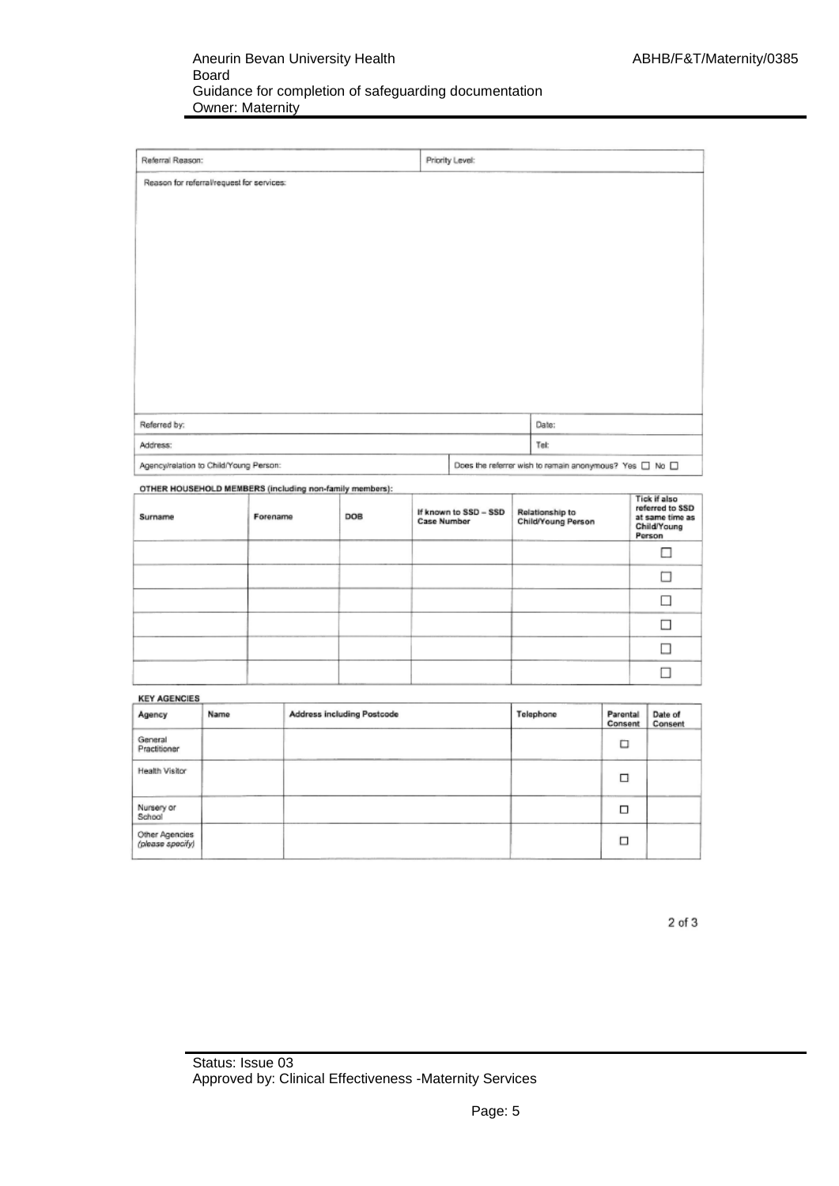| Referral Reason: | Priority Level: |
|---|---|
| Reason for referral/request for services: | |

| Referred by: | Date: |
|---|---|
| Address: | Tel: |
| Agency/relation to Child/Young Person: | Does the referrer wish to remain anonymous? Yes ☐ No ☐ |

**OTHER HOUSEHOLD MEMBERS (including non-family members):**

| Surname | Forename | DOB | If known to SSD – SSD Case Number | Relationship to Child/Young Person | Tick if also referred to SSD at same time as Child/Young Person |
|---|---|---|---|---|---|
| | | | | | ☐ |
| | | | | | ☐ |
| | | | | | ☐ |
| | | | | | ☐ |
| | | | | | ☐ |
| | | | | | ☐ |

**KEY AGENCIES**

| Agency | Name | Address including Postcode | Telephone | Parental Consent | Date of Consent |
|---|---|---|---|---|---|
| General Practitioner | | | | ☐ | |
| Health Visitor | | | | ☐ | |
| Nursery or School | | | | ☐ | |
| Other Agencies *(please specify)* | | | | ☐ | |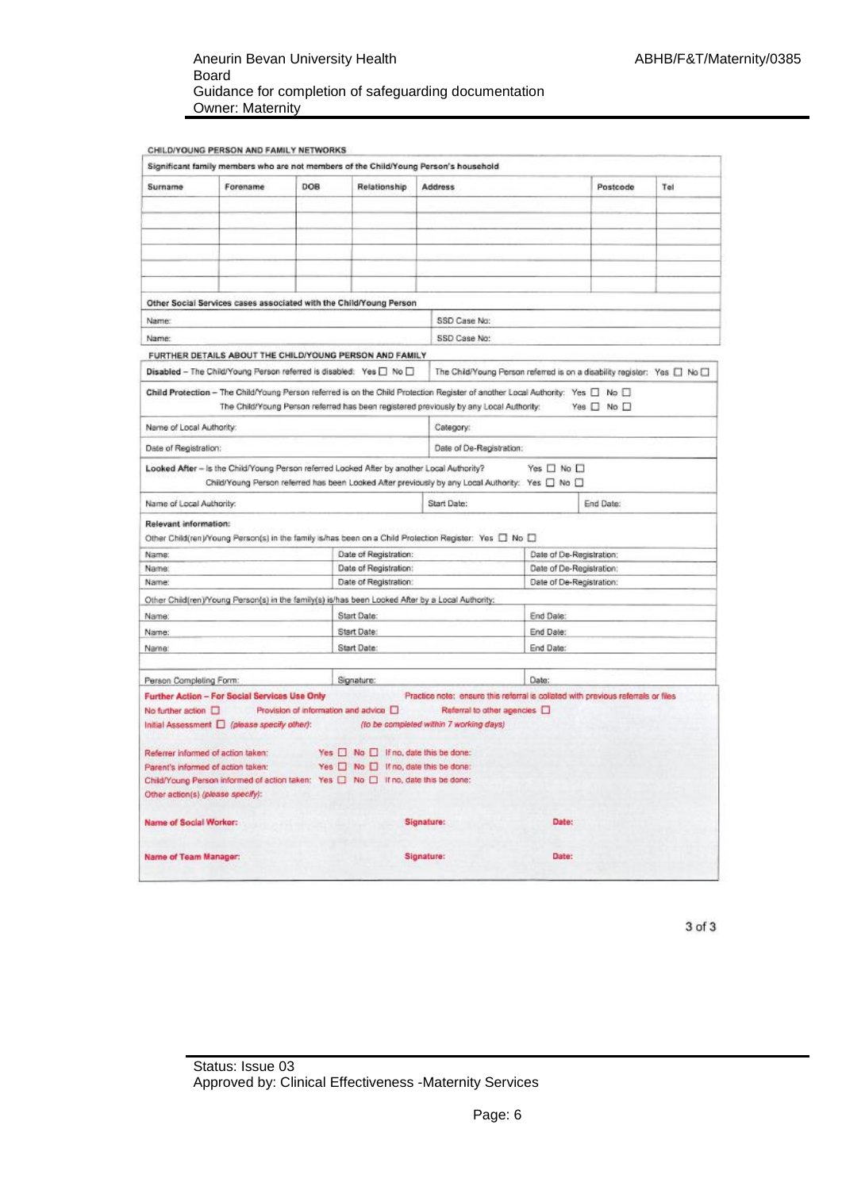CHILD/YOUNG PERSON AND FAMILY NETWORKS

Significant family members who are not members of the Child/Young Person's household

| Surname | Forename | DOB | Relationship | Address | Postcode | Tel |
|---|---|---|---|---|---|---|
| | | | | | | |
| | | | | | | |
| | | | | | | |
| | | | | | | |
| | | | | | | |
| | | | | | | |

Other Social Services cases associated with the Child/Young Person

| | |
|---|---|
| Name: | SSD Case No: |
| Name: | SSD Case No: |

FURTHER DETAILS ABOUT THE CHILD/YOUNG PERSON AND FAMILY

**Disabled** – The Child/Young Person referred is disabled: Yes ☐ No ☐ | The Child/Young Person referred is on a disability register: Yes ☐ No ☐

**Child Protection** – The Child/Young Person referred is on the Child Protection Register of another Local Authority: Yes ☐ No ☐
The Child/Young Person referred has been registered previously by any Local Authority: Yes ☐ No ☐

| | |
|---|---|
| Name of Local Authority: | Category: |
| Date of Registration: | Date of De-Registration: |

**Looked After** – Is the Child/Young Person referred Looked After by another Local Authority? Yes ☐ No ☐
Child/Young Person referred has been Looked After previously by any Local Authority: Yes ☐ No ☐

| | | |
|---|---|---|
| Name of Local Authority: | Start Date: | End Date: |

**Relevant information:**

Other Child(ren)/Young Person(s) in the family is/has been on a Child Protection Register: Yes ☐ No ☐

| | | |
|---|---|---|
| Name: | Date of Registration: | Date of De-Registration: |
| Name: | Date of Registration: | Date of De-Registration: |
| Name: | Date of Registration: | Date of De-Registration: |

Other Child(ren)/Young Person(s) in the family(s) is/has been Looked After by a Local Authority:

| | | |
|---|---|---|
| Name: | Start Date: | End Date: |
| Name: | Start Date: | End Date: |
| Name: | Start Date: | End Date: |

| | | |
|---|---|---|
| Person Completing Form: | Signature: | Date: |

**Further Action – For Social Services Use Only** — Practice note: ensure this referral is collated with previous referrals or files

No further action ☐ Provision of information and advice ☐ Referral to other agencies ☐

Initial Assessment ☐ *(please specify other):* *(to be completed within 7 working days)*

Referrer informed of action taken: Yes ☐ No ☐ If no, date this be done:

Parent's informed of action taken: Yes ☐ No ☐ If no, date this be done:

Child/Young Person informed of action taken: Yes ☐ No ☐ If no, date this be done:

Other action(s) *(please specify)*:

**Name of Social Worker:** **Signature:** **Date:**

**Name of Team Manager:** **Signature:** **Date:**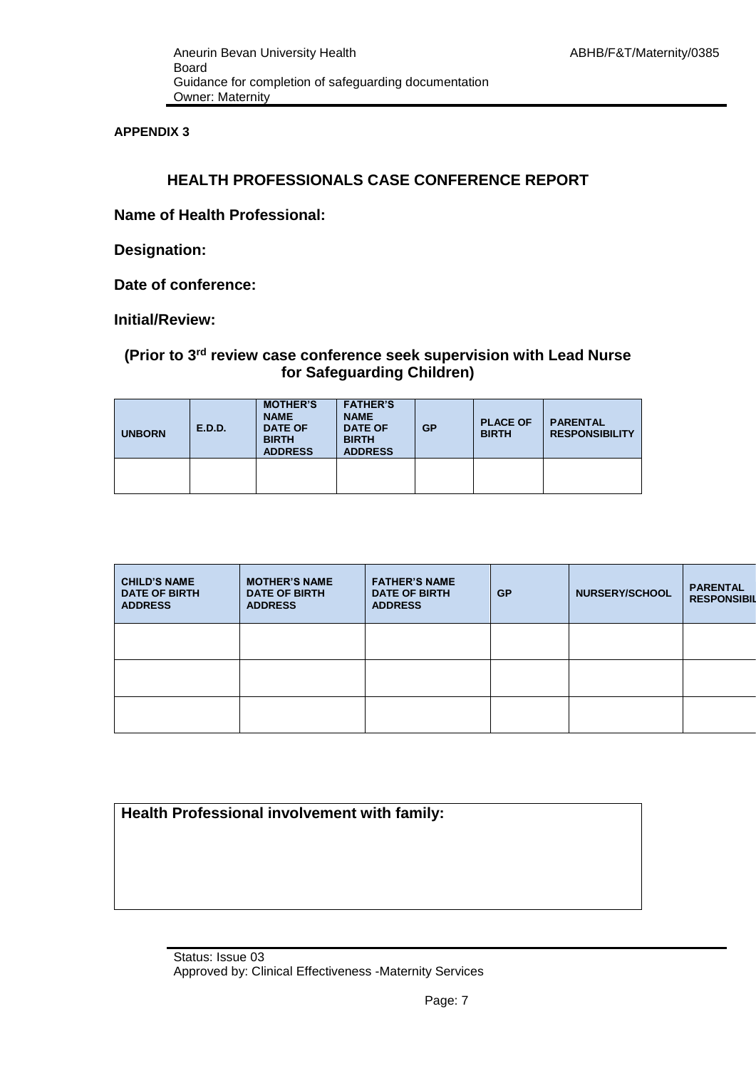**APPENDIX 3**

## HEALTH PROFESSIONALS CASE CONFERENCE REPORT

**Name of Health Professional:**

**Designation:**

**Date of conference:**

**Initial/Review:**

**(Prior to 3rd review case conference seek supervision with Lead Nurse for Safeguarding Children)**

| UNBORN | E.D.D. | MOTHER'S NAME DATE OF BIRTH ADDRESS | FATHER'S NAME DATE OF BIRTH ADDRESS | GP | PLACE OF BIRTH | PARENTAL RESPONSIBILITY |
|---|---|---|---|---|---|---|
| | | | | | | |

| CHILD'S NAME DATE OF BIRTH ADDRESS | MOTHER'S NAME DATE OF BIRTH ADDRESS | FATHER'S NAME DATE OF BIRTH ADDRESS | GP | NURSERY/SCHOOL | PARENTAL RESPONSIBIL |
|---|---|---|---|---|---|
| | | | | | |
| | | | | | |
| | | | | | |

| Health Professional involvement with family: |
|---|
| |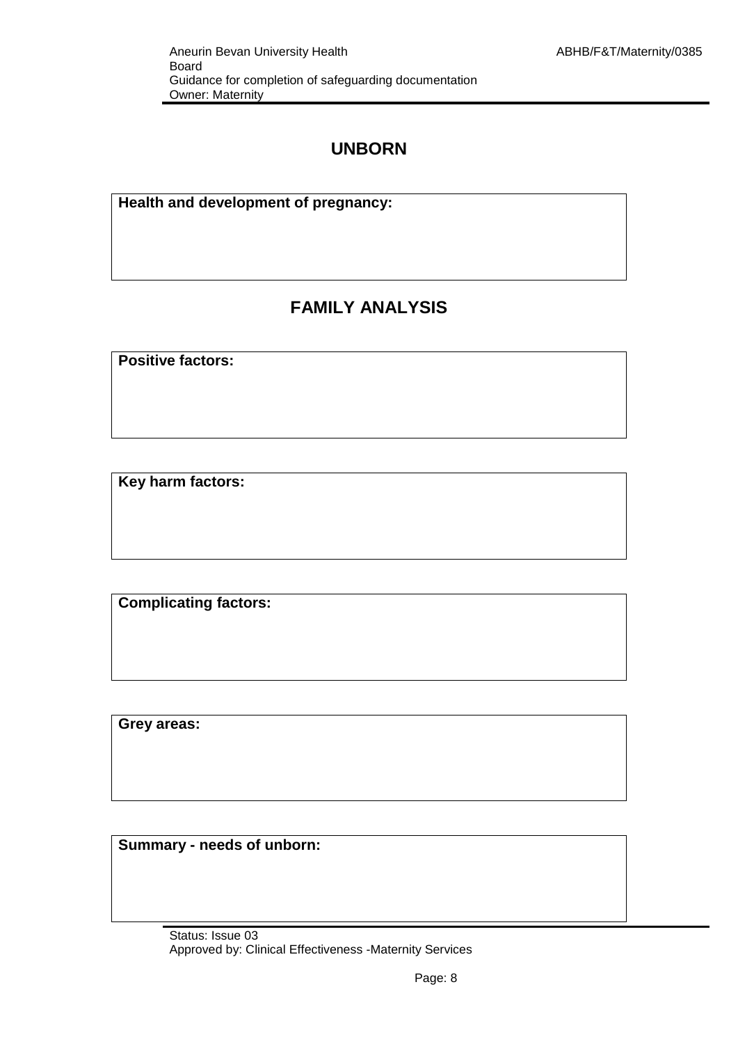## UNBORN

| Health and development of pregnancy: |
|---|
| |

## FAMILY ANALYSIS

| Positive factors: |
|---|
| |

| Key harm factors: |
|---|
| |

| Complicating factors: |
|---|
| |

| Grey areas: |
|---|
| |

| Summary - needs of unborn: |
|---|
| |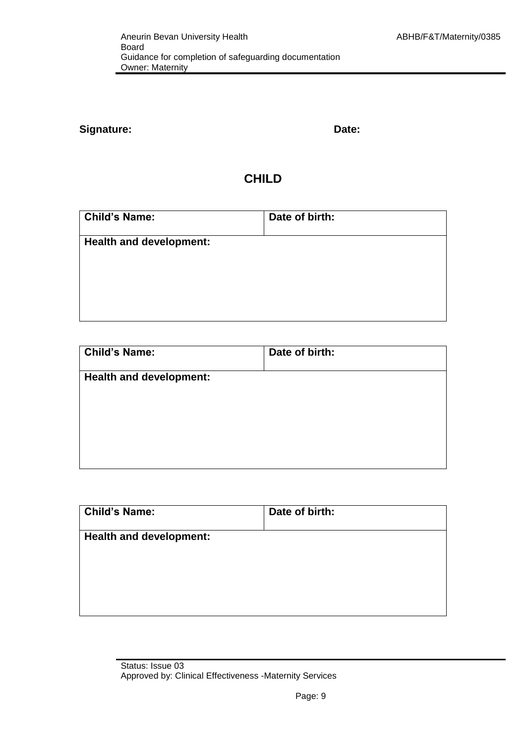**Signature:** **Date:**

## CHILD

| **Child's Name:** | **Date of birth:** |
|---|---|
| **Health and development:** | |

| **Child's Name:** | **Date of birth:** |
|---|---|
| **Health and development:** | |

| **Child's Name:** | **Date of birth:** |
|---|---|
| **Health and development:** | |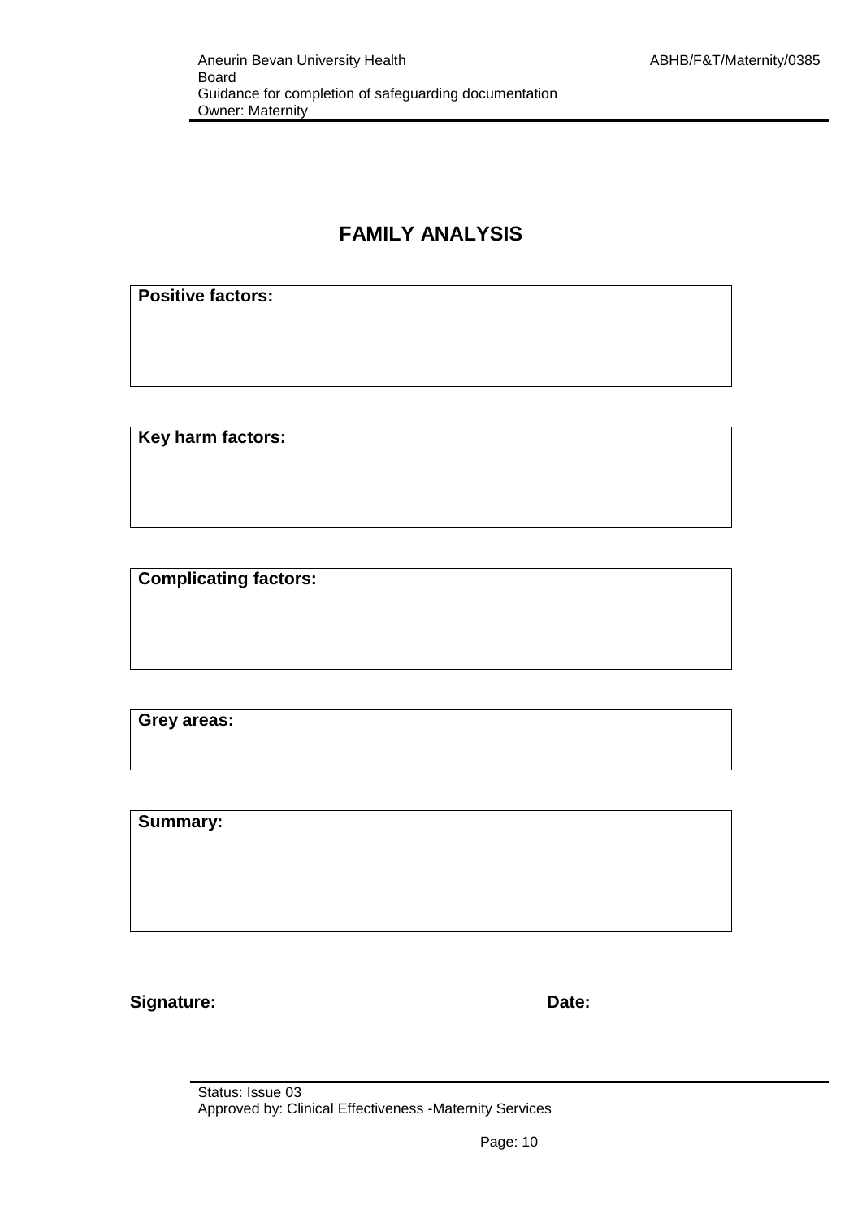# FAMILY ANALYSIS

**Positive factors:**

**Key harm factors:**

**Complicating factors:**

**Grey areas:**

**Summary:**

**Signature:** **Date:**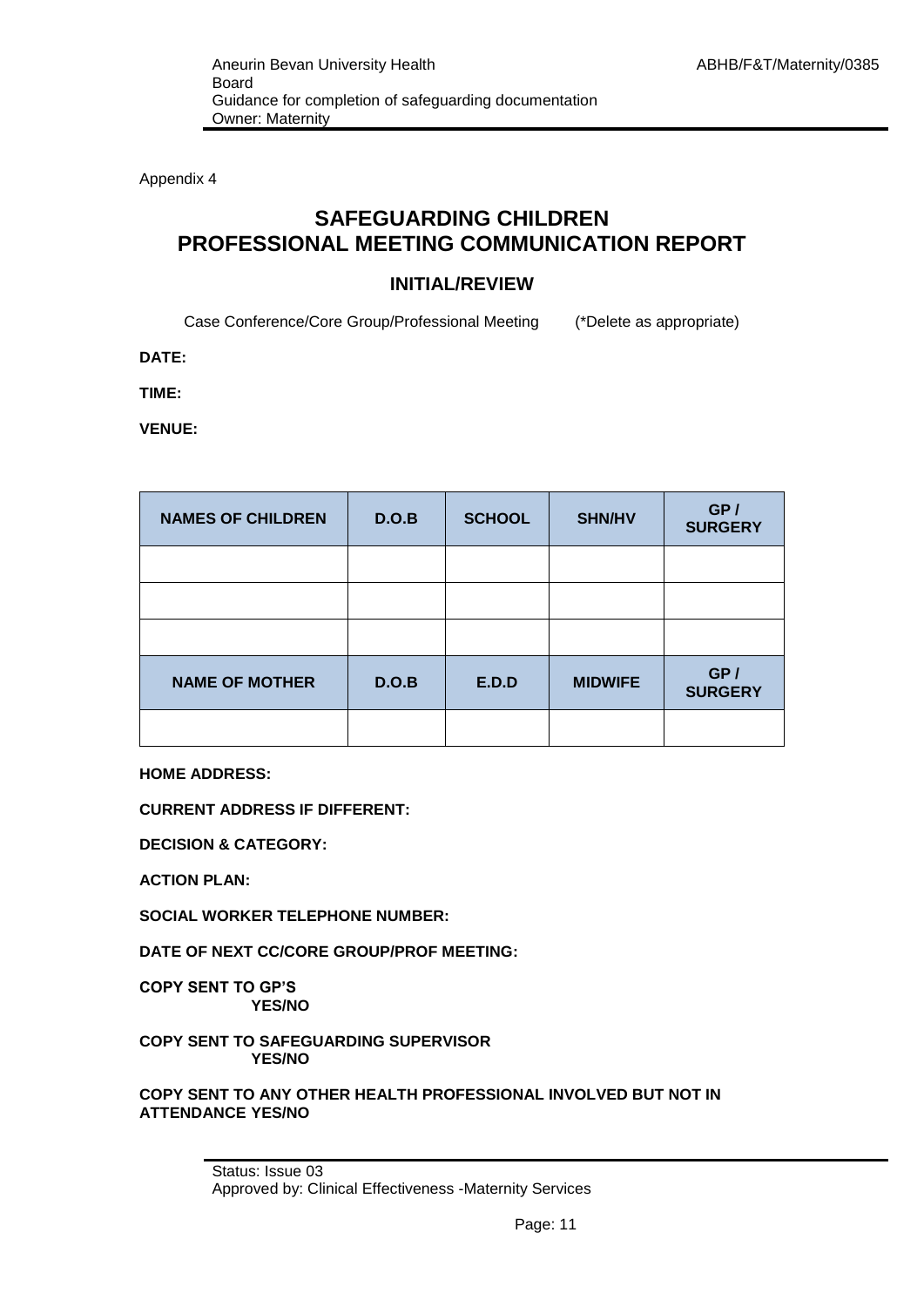Appendix 4

# SAFEGUARDING CHILDREN
# PROFESSIONAL MEETING COMMUNICATION REPORT

## INITIAL/REVIEW

Case Conference/Core Group/Professional Meeting (*Delete as appropriate)

**DATE:**

**TIME:**

**VENUE:**

| NAMES OF CHILDREN | D.O.B | SCHOOL | SHN/HV | GP / SURGERY |
|---|---|---|---|---|
| | | | | |
| | | | | |
| | | | | |
| **NAME OF MOTHER** | **D.O.B** | **E.D.D** | **MIDWIFE** | **GP / SURGERY** |
| | | | | |

**HOME ADDRESS:**

**CURRENT ADDRESS IF DIFFERENT:**

**DECISION & CATEGORY:**

**ACTION PLAN:**

**SOCIAL WORKER TELEPHONE NUMBER:**

**DATE OF NEXT CC/CORE GROUP/PROF MEETING:**

**COPY SENT TO GP'S**
**YES/NO**

**COPY SENT TO SAFEGUARDING SUPERVISOR**
**YES/NO**

**COPY SENT TO ANY OTHER HEALTH PROFESSIONAL INVOLVED BUT NOT IN ATTENDANCE YES/NO**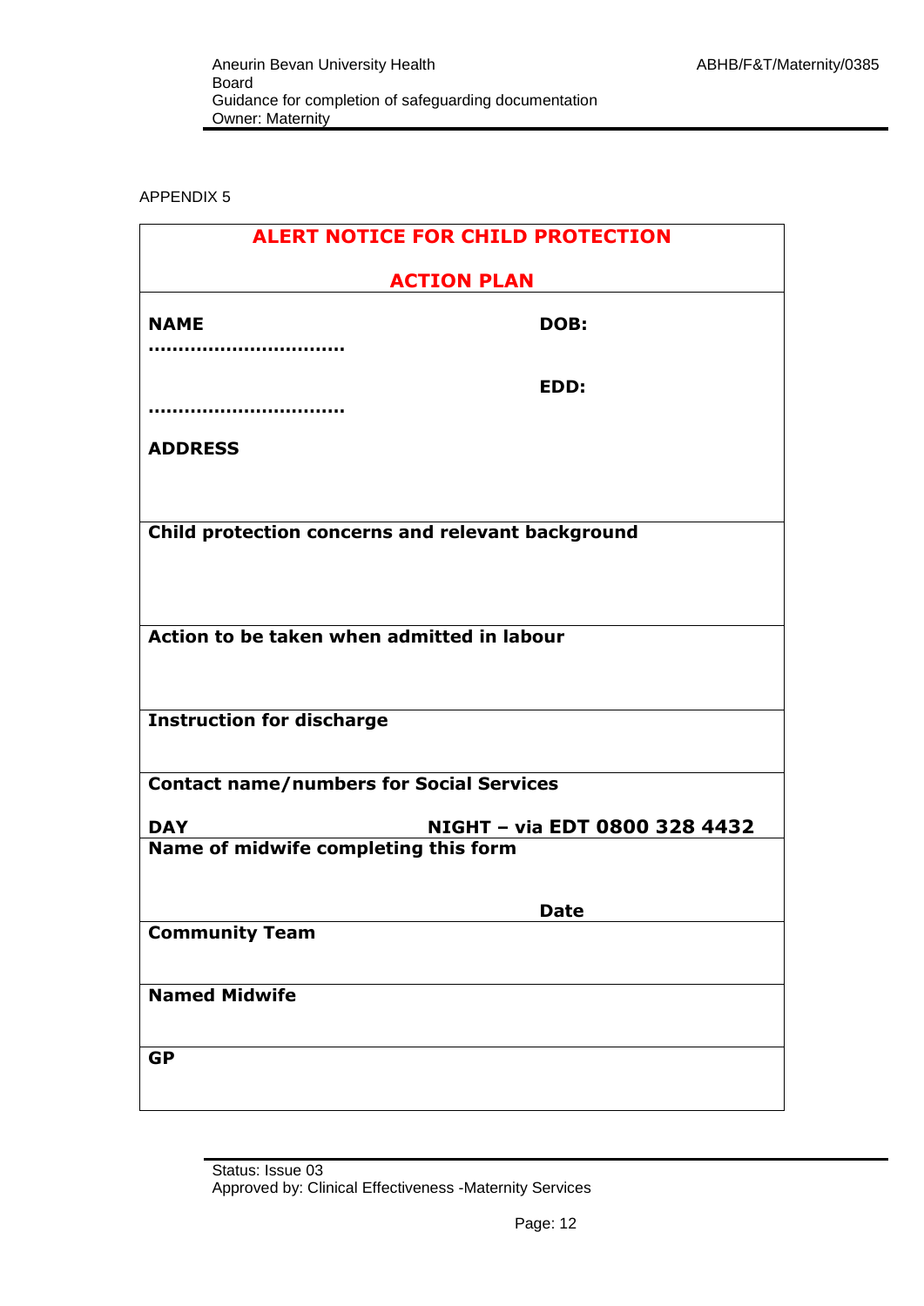APPENDIX 5

| ALERT NOTICE FOR CHILD PROTECTION<br><br>ACTION PLAN | |
|---|---|
| **NAME** ............................... | **DOB:** |
| ............................... | **EDD:** |
| **ADDRESS** | |
| **Child protection concerns and relevant background** | |
| **Action to be taken when admitted in labour** | |
| **Instruction for discharge** | |
| **Contact name/numbers for Social Services**<br><br>**DAY** | <br><br>**NIGHT – via EDT 0800 328 4432** |
| **Name of midwife completing this form** | **Date** |
| **Community Team** | |
| **Named Midwife** | |
| **GP** | |